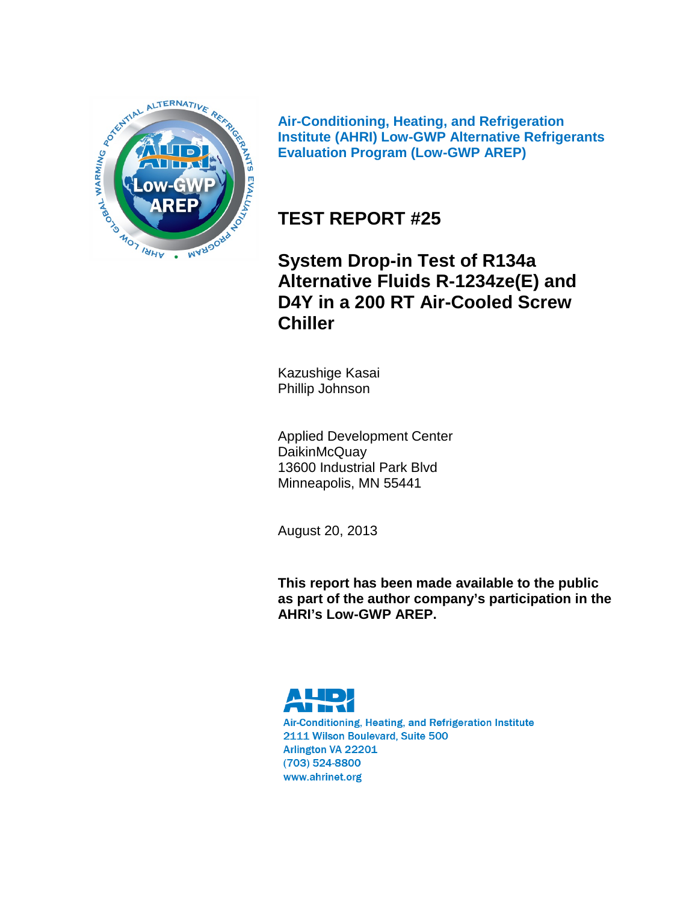**Air-Conditioning, Heating, and Refrigeration Institute (AHRI) Low-GWP Alternative Refrigerants Evaluation Program (Low-GWP AREP)**

# TEST REPORT #25

## System Drop-in Test of R134a Alternative Fluids R-1234ze(E) and D4Y in a 200 RT Air-Cooled Screw Chiller

Kazushige Kasai
Phillip Johnson

Applied Development Center
DaikinMcQuay
13600 Industrial Park Blvd
Minneapolis, MN 55441

August 20, 2013

**This report has been made available to the public as part of the author company's participation in the AHRI's Low-GWP AREP.**

AHRI
Air-Conditioning, Heating, and Refrigeration Institute
2111 Wilson Boulevard, Suite 500
Arlington VA 22201
(703) 524-8800
www.ahrinet.org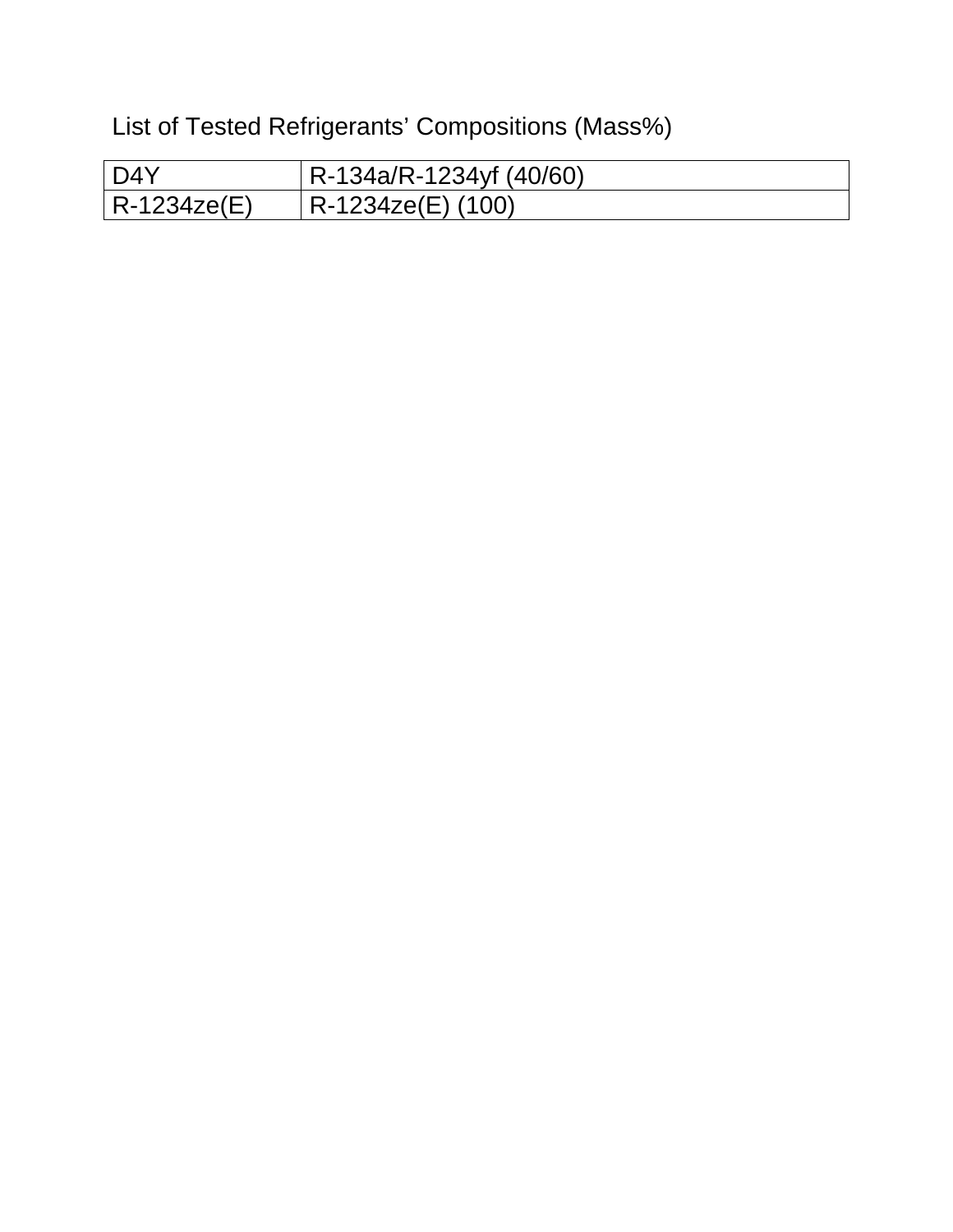List of Tested Refrigerants' Compositions (Mass%)

| | |
|---|---|
| D4Y | R-134a/R-1234yf (40/60) |
| R-1234ze(E) | R-1234ze(E) (100) |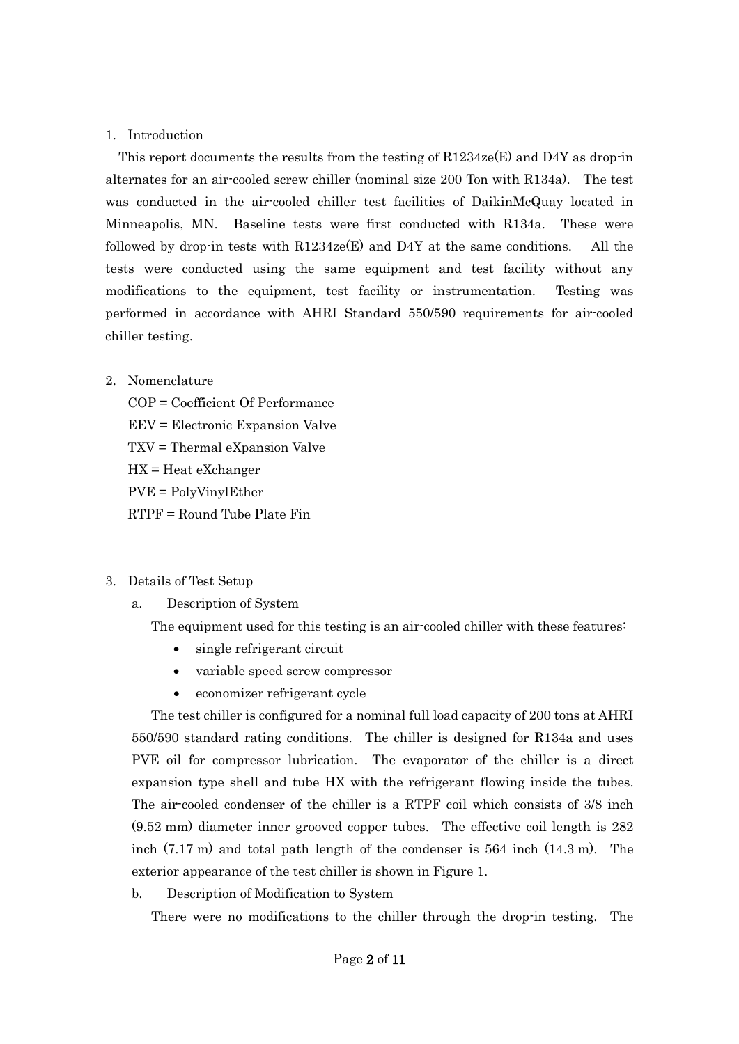1. Introduction

This report documents the results from the testing of R1234ze(E) and D4Y as drop-in alternates for an air-cooled screw chiller (nominal size 200 Ton with R134a). The test was conducted in the air-cooled chiller test facilities of DaikinMcQuay located in Minneapolis, MN. Baseline tests were first conducted with R134a. These were followed by drop-in tests with R1234ze(E) and D4Y at the same conditions. All the tests were conducted using the same equipment and test facility without any modifications to the equipment, test facility or instrumentation. Testing was performed in accordance with AHRI Standard 550/590 requirements for air-cooled chiller testing.

2. Nomenclature

COP = Coefficient Of Performance
EEV = Electronic Expansion Valve
TXV = Thermal eXpansion Valve
HX = Heat eXchanger
PVE = PolyVinylEther
RTPF = Round Tube Plate Fin

3. Details of Test Setup

a. Description of System

The equipment used for this testing is an air-cooled chiller with these features:

- single refrigerant circuit
- variable speed screw compressor
- economizer refrigerant cycle

The test chiller is configured for a nominal full load capacity of 200 tons at AHRI 550/590 standard rating conditions. The chiller is designed for R134a and uses PVE oil for compressor lubrication. The evaporator of the chiller is a direct expansion type shell and tube HX with the refrigerant flowing inside the tubes. The air-cooled condenser of the chiller is a RTPF coil which consists of 3/8 inch (9.52 mm) diameter inner grooved copper tubes. The effective coil length is 282 inch (7.17 m) and total path length of the condenser is 564 inch (14.3 m). The exterior appearance of the test chiller is shown in Figure 1.

b. Description of Modification to System

There were no modifications to the chiller through the drop-in testing. The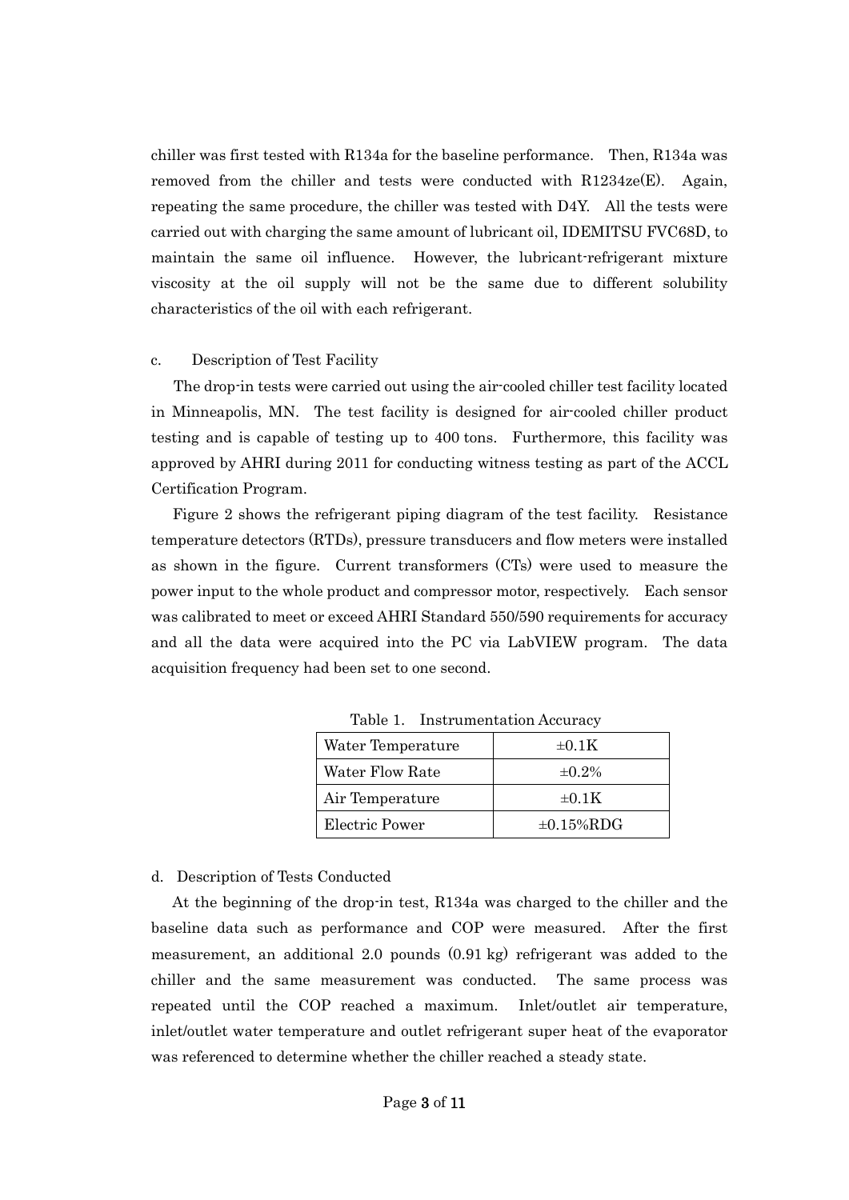chiller was first tested with R134a for the baseline performance. Then, R134a was removed from the chiller and tests were conducted with R1234ze(E). Again, repeating the same procedure, the chiller was tested with D4Y. All the tests were carried out with charging the same amount of lubricant oil, IDEMITSU FVC68D, to maintain the same oil influence. However, the lubricant-refrigerant mixture viscosity at the oil supply will not be the same due to different solubility characteristics of the oil with each refrigerant.

c. Description of Test Facility

The drop-in tests were carried out using the air-cooled chiller test facility located in Minneapolis, MN. The test facility is designed for air-cooled chiller product testing and is capable of testing up to 400 tons. Furthermore, this facility was approved by AHRI during 2011 for conducting witness testing as part of the ACCL Certification Program.

Figure 2 shows the refrigerant piping diagram of the test facility. Resistance temperature detectors (RTDs), pressure transducers and flow meters were installed as shown in the figure. Current transformers (CTs) were used to measure the power input to the whole product and compressor motor, respectively. Each sensor was calibrated to meet or exceed AHRI Standard 550/590 requirements for accuracy and all the data were acquired into the PC via LabVIEW program. The data acquisition frequency had been set to one second.

Table 1. Instrumentation Accuracy

| Water Temperature | ±0.1K |
|---|---|
| Water Flow Rate | ±0.2% |
| Air Temperature | ±0.1K |
| Electric Power | ±0.15%RDG |

d. Description of Tests Conducted

At the beginning of the drop-in test, R134a was charged to the chiller and the baseline data such as performance and COP were measured. After the first measurement, an additional 2.0 pounds (0.91 kg) refrigerant was added to the chiller and the same measurement was conducted. The same process was repeated until the COP reached a maximum. Inlet/outlet air temperature, inlet/outlet water temperature and outlet refrigerant super heat of the evaporator was referenced to determine whether the chiller reached a steady state.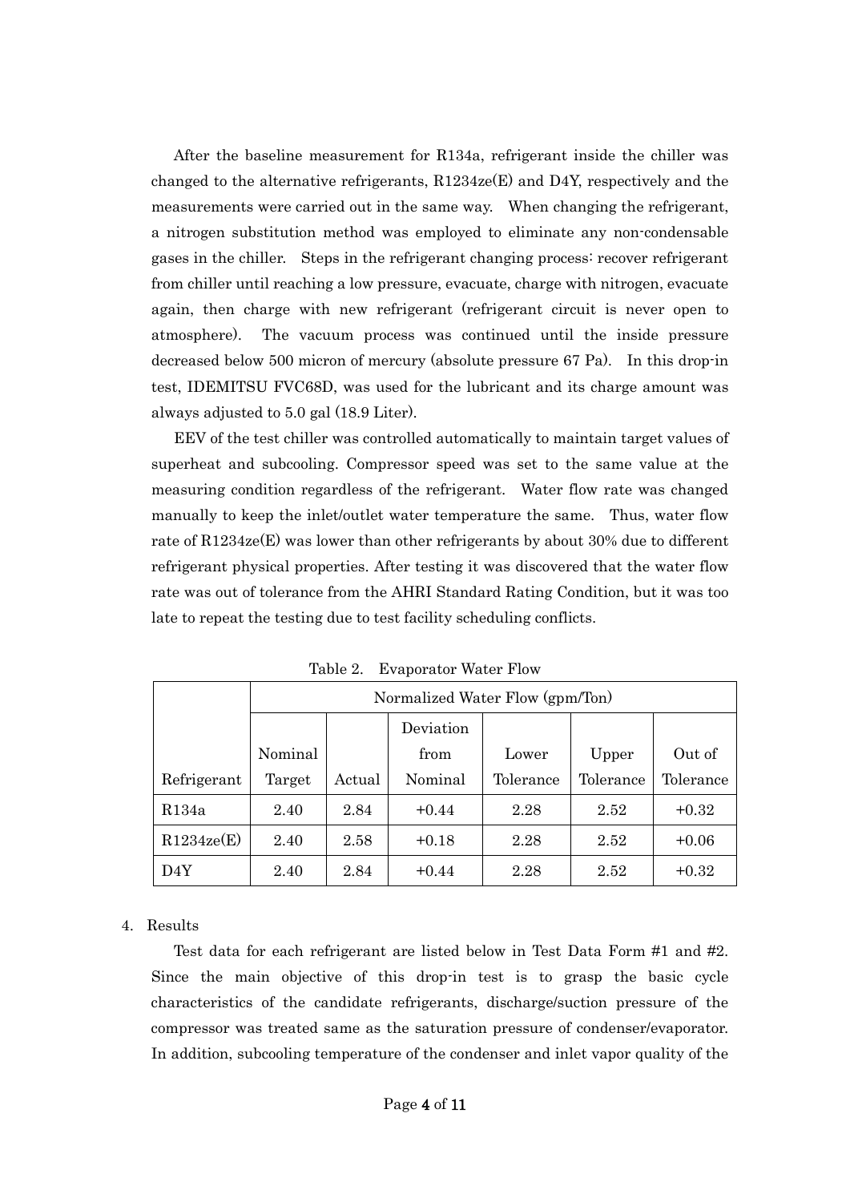After the baseline measurement for R134a, refrigerant inside the chiller was changed to the alternative refrigerants, R1234ze(E) and D4Y, respectively and the measurements were carried out in the same way. When changing the refrigerant, a nitrogen substitution method was employed to eliminate any non-condensable gases in the chiller. Steps in the refrigerant changing process: recover refrigerant from chiller until reaching a low pressure, evacuate, charge with nitrogen, evacuate again, then charge with new refrigerant (refrigerant circuit is never open to atmosphere). The vacuum process was continued until the inside pressure decreased below 500 micron of mercury (absolute pressure 67 Pa). In this drop-in test, IDEMITSU FVC68D, was used for the lubricant and its charge amount was always adjusted to 5.0 gal (18.9 Liter).

EEV of the test chiller was controlled automatically to maintain target values of superheat and subcooling. Compressor speed was set to the same value at the measuring condition regardless of the refrigerant. Water flow rate was changed manually to keep the inlet/outlet water temperature the same. Thus, water flow rate of R1234ze(E) was lower than other refrigerants by about 30% due to different refrigerant physical properties. After testing it was discovered that the water flow rate was out of tolerance from the AHRI Standard Rating Condition, but it was too late to repeat the testing due to test facility scheduling conflicts.

Table 2. Evaporator Water Flow

| | Normalized Water Flow (gpm/Ton) | | | | | |
|---|---|---|---|---|---|---|
| Refrigerant | Nominal Target | Actual | Deviation from Nominal | Lower Tolerance | Upper Tolerance | Out of Tolerance |
| R134a | 2.40 | 2.84 | +0.44 | 2.28 | 2.52 | +0.32 |
| R1234ze(E) | 2.40 | 2.58 | +0.18 | 2.28 | 2.52 | +0.06 |
| D4Y | 2.40 | 2.84 | +0.44 | 2.28 | 2.52 | +0.32 |

4. Results

Test data for each refrigerant are listed below in Test Data Form #1 and #2. Since the main objective of this drop-in test is to grasp the basic cycle characteristics of the candidate refrigerants, discharge/suction pressure of the compressor was treated same as the saturation pressure of condenser/evaporator. In addition, subcooling temperature of the condenser and inlet vapor quality of the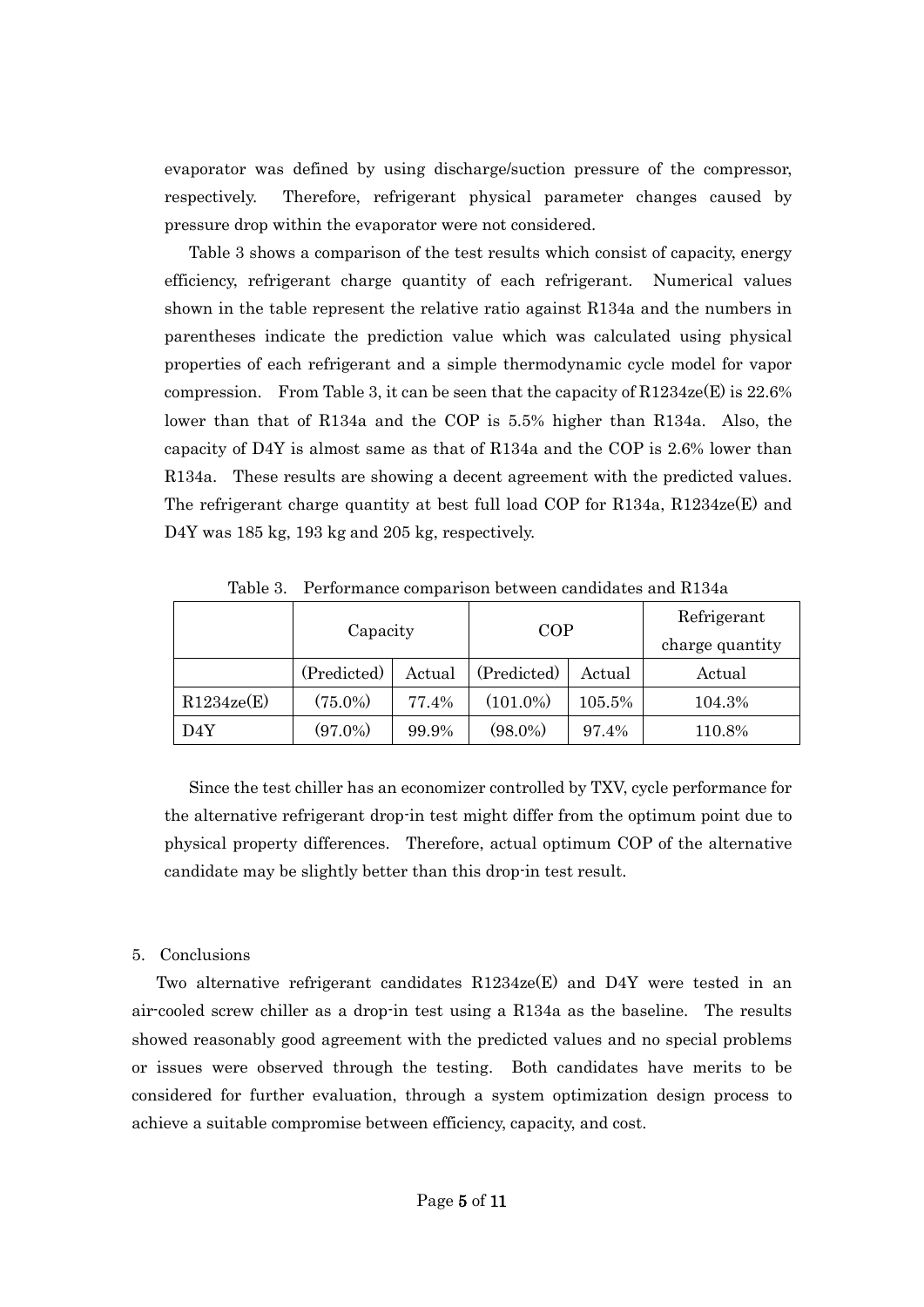evaporator was defined by using discharge/suction pressure of the compressor, respectively. Therefore, refrigerant physical parameter changes caused by pressure drop within the evaporator were not considered.

Table 3 shows a comparison of the test results which consist of capacity, energy efficiency, refrigerant charge quantity of each refrigerant. Numerical values shown in the table represent the relative ratio against R134a and the numbers in parentheses indicate the prediction value which was calculated using physical properties of each refrigerant and a simple thermodynamic cycle model for vapor compression. From Table 3, it can be seen that the capacity of R1234ze(E) is 22.6% lower than that of R134a and the COP is 5.5% higher than R134a. Also, the capacity of D4Y is almost same as that of R134a and the COP is 2.6% lower than R134a. These results are showing a decent agreement with the predicted values. The refrigerant charge quantity at best full load COP for R134a, R1234ze(E) and D4Y was 185 kg, 193 kg and 205 kg, respectively.

Table 3. Performance comparison between candidates and R134a

| | Capacity | | COP | | Refrigerant charge quantity |
|---|---|---|---|---|---|
| | (Predicted) | Actual | (Predicted) | Actual | Actual |
| R1234ze(E) | (75.0%) | 77.4% | (101.0%) | 105.5% | 104.3% |
| D4Y | (97.0%) | 99.9% | (98.0%) | 97.4% | 110.8% |

Since the test chiller has an economizer controlled by TXV, cycle performance for the alternative refrigerant drop-in test might differ from the optimum point due to physical property differences. Therefore, actual optimum COP of the alternative candidate may be slightly better than this drop-in test result.

## 5. Conclusions

Two alternative refrigerant candidates R1234ze(E) and D4Y were tested in an air-cooled screw chiller as a drop-in test using a R134a as the baseline. The results showed reasonably good agreement with the predicted values and no special problems or issues were observed through the testing. Both candidates have merits to be considered for further evaluation, through a system optimization design process to achieve a suitable compromise between efficiency, capacity, and cost.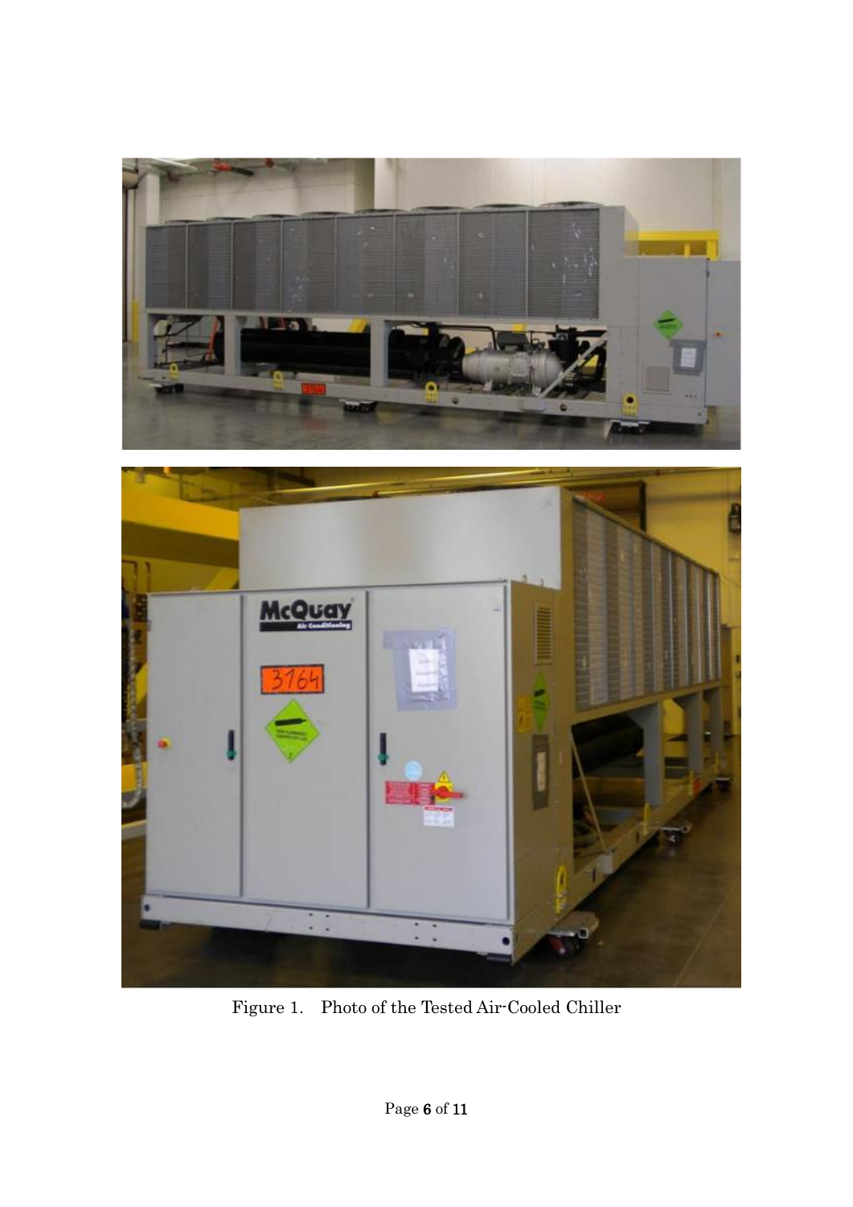Figure 1. Photo of the Tested Air-Cooled Chiller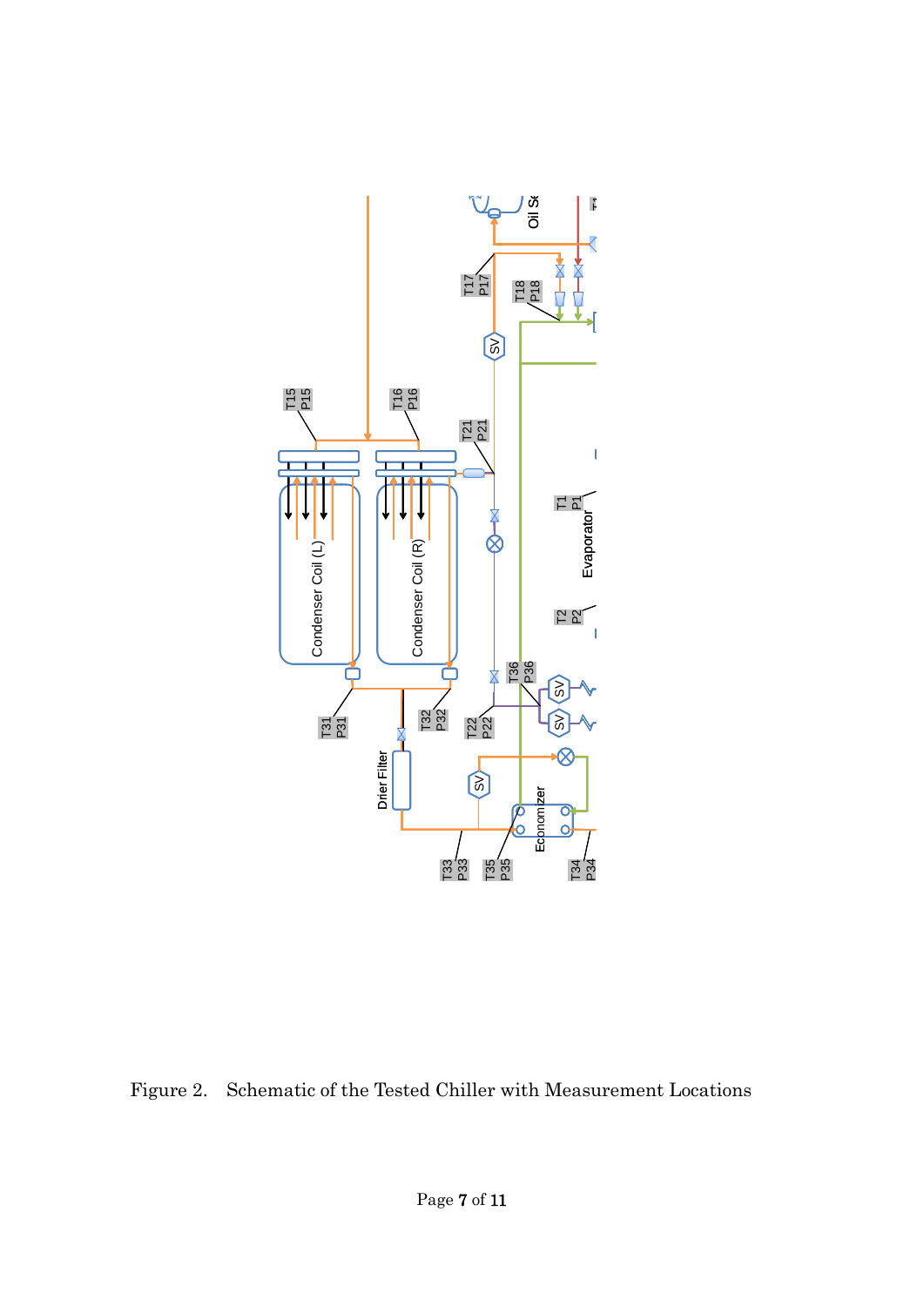Figure 2. Schematic of the Tested Chiller with Measurement Locations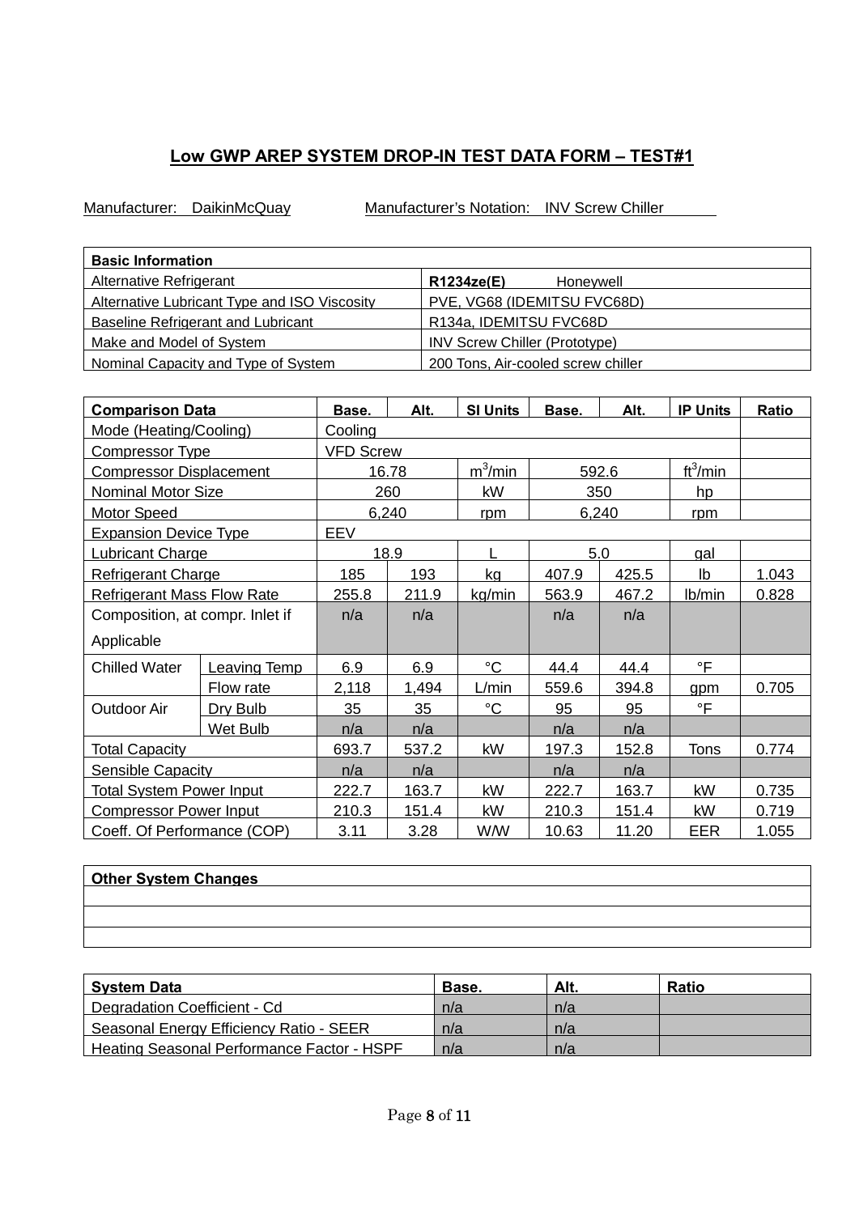## Low GWP AREP SYSTEM DROP-IN TEST DATA FORM – TEST#1

Manufacturer: DaikinMcQuay     Manufacturer's Notation: INV Screw Chiller

| Basic Information | |
|---|---|
| Alternative Refrigerant | **R1234ze(E)** Honeywell |
| Alternative Lubricant Type and ISO Viscosity | PVE, VG68 (IDEMITSU FVC68D) |
| Baseline Refrigerant and Lubricant | R134a, IDEMITSU FVC68D |
| Make and Model of System | INV Screw Chiller (Prototype) |
| Nominal Capacity and Type of System | 200 Tons, Air-cooled screw chiller |

| Comparison Data | | Base. | Alt. | SI Units | Base. | Alt. | IP Units | Ratio |
|---|---|---|---|---|---|---|---|---|
| Mode (Heating/Cooling) | | Cooling | | | | | | |
| Compressor Type | | VFD Screw | | | | | | |
| Compressor Displacement | | 16.78 | | $m^3$/min | 592.6 | | $ft^3$/min | |
| Nominal Motor Size | | 260 | | kW | 350 | | hp | |
| Motor Speed | | 6,240 | | rpm | 6,240 | | rpm | |
| Expansion Device Type | | EEV | | | | | | |
| Lubricant Charge | | 18.9 | | L | 5.0 | | gal | |
| Refrigerant Charge | | 185 | 193 | kg | 407.9 | 425.5 | lb | 1.043 |
| Refrigerant Mass Flow Rate | | 255.8 | 211.9 | kg/min | 563.9 | 467.2 | lb/min | 0.828 |
| Composition, at compr. Inlet if Applicable | | n/a | n/a | | n/a | n/a | | |
| Chilled Water | Leaving Temp | 6.9 | 6.9 | °C | 44.4 | 44.4 | °F | |
| | Flow rate | 2,118 | 1,494 | L/min | 559.6 | 394.8 | gpm | 0.705 |
| Outdoor Air | Dry Bulb | 35 | 35 | °C | 95 | 95 | °F | |
| | Wet Bulb | n/a | n/a | | n/a | n/a | | |
| Total Capacity | | 693.7 | 537.2 | kW | 197.3 | 152.8 | Tons | 0.774 |
| Sensible Capacity | | n/a | n/a | | n/a | n/a | | |
| Total System Power Input | | 222.7 | 163.7 | kW | 222.7 | 163.7 | kW | 0.735 |
| Compressor Power Input | | 210.3 | 151.4 | kW | 210.3 | 151.4 | kW | 0.719 |
| Coeff. Of Performance (COP) | | 3.11 | 3.28 | W/W | 10.63 | 11.20 | EER | 1.055 |

| Other System Changes |
|---|
| |
| |
| |

| System Data | Base. | Alt. | Ratio |
|---|---|---|---|
| Degradation Coefficient - Cd | n/a | n/a | |
| Seasonal Energy Efficiency Ratio - SEER | n/a | n/a | |
| Heating Seasonal Performance Factor - HSPF | n/a | n/a | |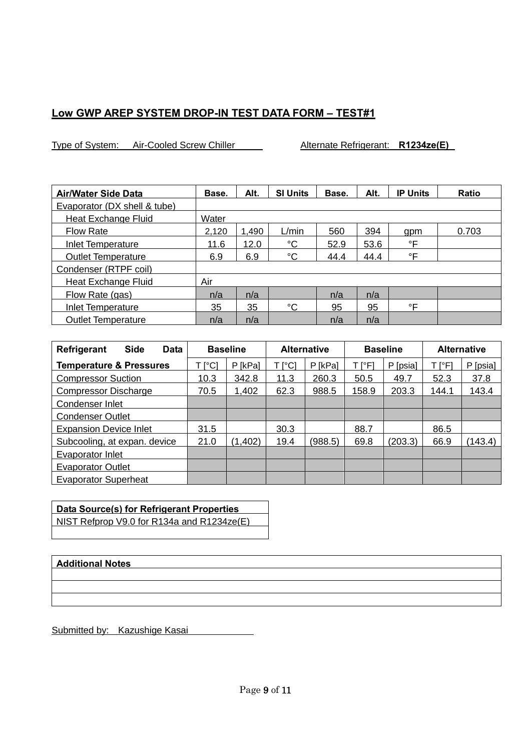## Low GWP AREP SYSTEM DROP-IN TEST DATA FORM – TEST#1

Type of System: Air-Cooled Screw Chiller    Alternate Refrigerant: **R1234ze(E)**

| **Air/Water Side Data** | **Base.** | **Alt.** | **SI Units** | **Base.** | **Alt.** | **IP Units** | **Ratio** |
|---|---|---|---|---|---|---|---|
| Evaporator (DX shell & tube) | | | | | | | |
| Heat Exchange Fluid | Water | | | | | | |
| Flow Rate | 2,120 | 1,490 | L/min | 560 | 394 | gpm | 0.703 |
| Inlet Temperature | 11.6 | 12.0 | °C | 52.9 | 53.6 | °F | |
| Outlet Temperature | 6.9 | 6.9 | °C | 44.4 | 44.4 | °F | |
| Condenser (RTPF coil) | | | | | | | |
| Heat Exchange Fluid | Air | | | | | | |
| Flow Rate (gas) | n/a | n/a | | n/a | n/a | | |
| Inlet Temperature | 35 | 35 | °C | 95 | 95 | °F | |
| Outlet Temperature | n/a | n/a | | n/a | n/a | | |

| **Refrigerant Side Data** | **Baseline** | | **Alternative** | | **Baseline** | | **Alternative** | |
|---|---|---|---|---|---|---|---|---|
| **Temperature & Pressures** | T [°C] | P [kPa] | T [°C] | P [kPa] | T [°F] | P [psia] | T [°F] | P [psia] |
| Compressor Suction | 10.3 | 342.8 | 11.3 | 260.3 | 50.5 | 49.7 | 52.3 | 37.8 |
| Compressor Discharge | 70.5 | 1,402 | 62.3 | 988.5 | 158.9 | 203.3 | 144.1 | 143.4 |
| Condenser Inlet | | | | | | | | |
| Condenser Outlet | | | | | | | | |
| Expansion Device Inlet | 31.5 | | 30.3 | | 88.7 | | 86.5 | |
| Subcooling, at expan. device | 21.0 | (1,402) | 19.4 | (988.5) | 69.8 | (203.3) | 66.9 | (143.4) |
| Evaporator Inlet | | | | | | | | |
| Evaporator Outlet | | | | | | | | |
| Evaporator Superheat | | | | | | | | |

| **Data Source(s) for Refrigerant Properties** |
|---|
| NIST Refprop V9.0 for R134a and R1234ze(E) |
| |

| **Additional Notes** |
|---|
| |
| |
| |

Submitted by: Kazushige Kasai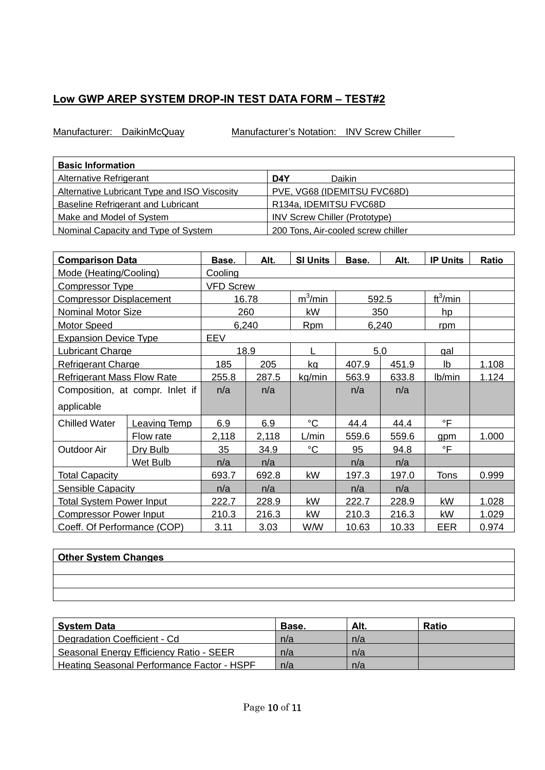## Low GWP AREP SYSTEM DROP-IN TEST DATA FORM – TEST#2

Manufacturer: DaikinMcQuay    Manufacturer's Notation: INV Screw Chiller

| Basic Information | |
|---|---|
| Alternative Refrigerant | **D4Y** Daikin |
| Alternative Lubricant Type and ISO Viscosity | PVE, VG68 (IDEMITSU FVC68D) |
| Baseline Refrigerant and Lubricant | R134a, IDEMITSU FVC68D |
| Make and Model of System | INV Screw Chiller (Prototype) |
| Nominal Capacity and Type of System | 200 Tons, Air-cooled screw chiller |

| Comparison Data | | Base. | Alt. | SI Units | Base. | Alt. | IP Units | Ratio |
|---|---|---|---|---|---|---|---|---|
| Mode (Heating/Cooling) | | Cooling | | | | | | |
| Compressor Type | | VFD Screw | | | | | | |
| Compressor Displacement | | 16.78 | | $m^3$/min | 592.5 | | $ft^3$/min | |
| Nominal Motor Size | | 260 | | kW | 350 | | hp | |
| Motor Speed | | 6,240 | | Rpm | 6,240 | | rpm | |
| Expansion Device Type | | EEV | | | | | | |
| Lubricant Charge | | 18.9 | | L | 5.0 | | gal | |
| Refrigerant Charge | | 185 | 205 | kg | 407.9 | 451.9 | lb | 1.108 |
| Refrigerant Mass Flow Rate | | 255.8 | 287.5 | kg/min | 563.9 | 633.8 | lb/min | 1.124 |
| Composition, at compr. Inlet if applicable | | n/a | n/a | | n/a | n/a | | |
| Chilled Water | Leaving Temp | 6.9 | 6.9 | °C | 44.4 | 44.4 | °F | |
| | Flow rate | 2,118 | 2,118 | L/min | 559.6 | 559.6 | gpm | 1.000 |
| Outdoor Air | Dry Bulb | 35 | 34.9 | °C | 95 | 94.8 | °F | |
| | Wet Bulb | n/a | n/a | | n/a | n/a | | |
| Total Capacity | | 693.7 | 692.8 | kW | 197.3 | 197.0 | Tons | 0.999 |
| Sensible Capacity | | n/a | n/a | | n/a | n/a | | |
| Total System Power Input | | 222.7 | 228.9 | kW | 222.7 | 228.9 | kW | 1.028 |
| Compressor Power Input | | 210.3 | 216.3 | kW | 210.3 | 216.3 | kW | 1.029 |
| Coeff. Of Performance (COP) | | 3.11 | 3.03 | W/W | 10.63 | 10.33 | EER | 0.974 |

| Other System Changes |
|---|
| |
| |
| |

| System Data | Base. | Alt. | Ratio |
|---|---|---|---|
| Degradation Coefficient - Cd | n/a | n/a | |
| Seasonal Energy Efficiency Ratio - SEER | n/a | n/a | |
| Heating Seasonal Performance Factor - HSPF | n/a | n/a | |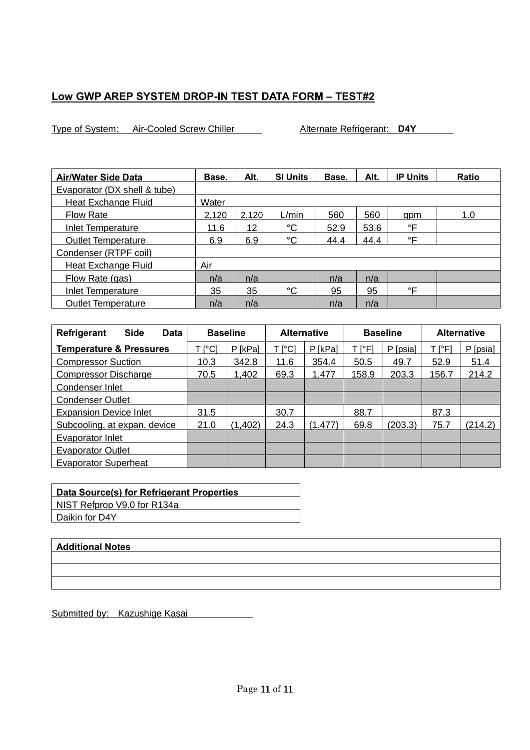## Low GWP AREP SYSTEM DROP-IN TEST DATA FORM – TEST#2

Type of System: Air-Cooled Screw Chiller

Alternate Refrigerant: **D4Y**

| Air/Water Side Data | Base. | Alt. | SI Units | Base. | Alt. | IP Units | Ratio |
|---|---|---|---|---|---|---|---|
| Evaporator (DX shell & tube) | | | | | | | |
| Heat Exchange Fluid | Water | | | | | | |
| Flow Rate | 2,120 | 2,120 | L/min | 560 | 560 | gpm | 1.0 |
| Inlet Temperature | 11.6 | 12 | °C | 52.9 | 53.6 | °F | |
| Outlet Temperature | 6.9 | 6.9 | °C | 44.4 | 44.4 | °F | |
| Condenser (RTPF coil) | | | | | | | |
| Heat Exchange Fluid | Air | | | | | | |
| Flow Rate (gas) | n/a | n/a | | n/a | n/a | | |
| Inlet Temperature | 35 | 35 | °C | 95 | 95 | °F | |
| Outlet Temperature | n/a | n/a | | n/a | n/a | | |

| Refrigerant Side Data | Baseline | | Alternative | | Baseline | | Alternative | |
|---|---|---|---|---|---|---|---|---|
| **Temperature & Pressures** | T [°C] | P [kPa] | T [°C] | P [kPa] | T [°F] | P [psia] | T [°F] | P [psia] |
| Compressor Suction | 10.3 | 342.8 | 11.6 | 354.4 | 50.5 | 49.7 | 52.9 | 51.4 |
| Compressor Discharge | 70.5 | 1,402 | 69.3 | 1,477 | 158.9 | 203.3 | 156.7 | 214.2 |
| Condenser Inlet | | | | | | | | |
| Condenser Outlet | | | | | | | | |
| Expansion Device Inlet | 31.5 | | 30.7 | | 88.7 | | 87.3 | |
| Subcooling, at expan. device | 21.0 | (1,402) | 24.3 | (1,477) | 69.8 | (203.3) | 75.7 | (214.2) |
| Evaporator Inlet | | | | | | | | |
| Evaporator Outlet | | | | | | | | |
| Evaporator Superheat | | | | | | | | |

| Data Source(s) for Refrigerant Properties |
|---|
| NIST Refprop V9.0 for R134a |
| Daikin for D4Y |

| Additional Notes |
|---|
| |
| |
| |

Submitted by: Kazushige Kasai